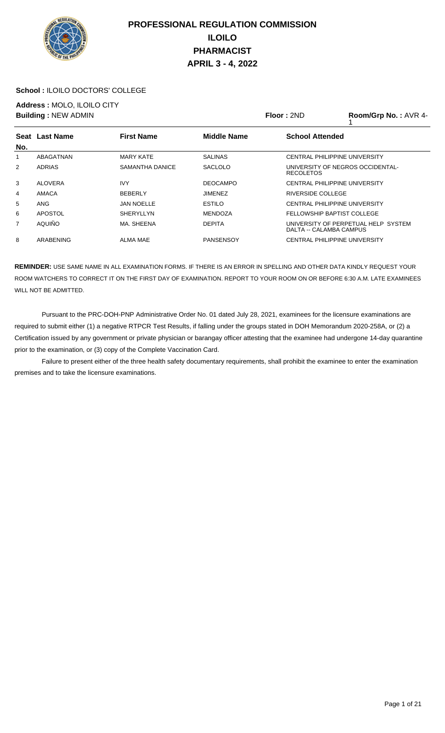# PROFESSIONAL REGULATION COMMISSION
# ILOILO
# PHARMACIST
# APRIL 3 - 4, 2022

**School :** ILOILO DOCTORS' COLLEGE

**Address :** MOLO, ILOILO CITY

**Building :** NEW ADMIN **Floor :** 2ND **Room/Grp No. :** AVR 4-1

| Seat No. | Last Name | First Name | Middle Name | School Attended |
|---|---|---|---|---|
| 1 | ABAGATNAN | MARY KATE | SALINAS | CENTRAL PHILIPPINE UNIVERSITY |
| 2 | ADRIAS | SAMANTHA DANICE | SACLOLO | UNIVERSITY OF NEGROS OCCIDENTAL-RECOLETOS |
| 3 | ALOVERA | IVY | DEOCAMPO | CENTRAL PHILIPPINE UNIVERSITY |
| 4 | AMACA | BEBERLY | JIMENEZ | RIVERSIDE COLLEGE |
| 5 | ANG | JAN NOELLE | ESTILO | CENTRAL PHILIPPINE UNIVERSITY |
| 6 | APOSTOL | SHERYLLYN | MENDOZA | FELLOWSHIP BAPTIST COLLEGE |
| 7 | AQUIÑO | MA. SHEENA | DEPITA | UNIVERSITY OF PERPETUAL HELP SYSTEM DALTA -- CALAMBA CAMPUS |
| 8 | ARABENING | ALMA MAE | PANSENSOY | CENTRAL PHILIPPINE UNIVERSITY |

**REMINDER:** USE SAME NAME IN ALL EXAMINATION FORMS. IF THERE IS AN ERROR IN SPELLING AND OTHER DATA KINDLY REQUEST YOUR ROOM WATCHERS TO CORRECT IT ON THE FIRST DAY OF EXAMINATION. REPORT TO YOUR ROOM ON OR BEFORE 6:30 A.M. LATE EXAMINEES WILL NOT BE ADMITTED.

Pursuant to the PRC-DOH-PNP Administrative Order No. 01 dated July 28, 2021, examinees for the licensure examinations are required to submit either (1) a negative RTPCR Test Results, if falling under the groups stated in DOH Memorandum 2020-258A, or (2) a Certification issued by any government or private physician or barangay officer attesting that the examinee had undergone 14-day quarantine prior to the examination, or (3) copy of the Complete Vaccination Card.

Failure to present either of the three health safety documentary requirements, shall prohibit the examinee to enter the examination premises and to take the licensure examinations.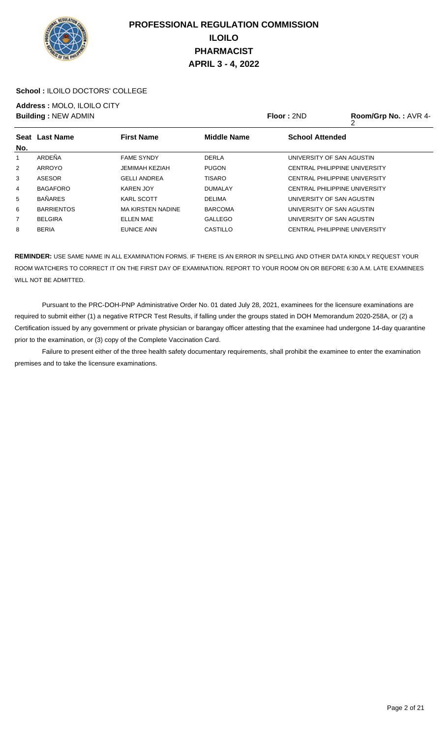# PROFESSIONAL REGULATION COMMISSION
## ILOILO
## PHARMACIST
## APRIL 3 - 4, 2022

**School :** ILOILO DOCTORS' COLLEGE

**Address :** MOLO, ILOILO CITY

**Building :** NEW ADMIN **Floor :** 2ND **Room/Grp No. :** AVR 4-2

| Seat No. | Last Name | First Name | Middle Name | School Attended |
|---|---|---|---|---|
| 1 | ARDEÑA | FAME SYNDY | DERLA | UNIVERSITY OF SAN AGUSTIN |
| 2 | ARROYO | JEMIMAH KEZIAH | PUGON | CENTRAL PHILIPPINE UNIVERSITY |
| 3 | ASESOR | GELLI ANDREA | TISARO | CENTRAL PHILIPPINE UNIVERSITY |
| 4 | BAGAFORO | KAREN JOY | DUMALAY | CENTRAL PHILIPPINE UNIVERSITY |
| 5 | BAÑARES | KARL SCOTT | DELIMA | UNIVERSITY OF SAN AGUSTIN |
| 6 | BARRIENTOS | MA KIRSTEN NADINE | BARCOMA | UNIVERSITY OF SAN AGUSTIN |
| 7 | BELGIRA | ELLEN MAE | GALLEGO | UNIVERSITY OF SAN AGUSTIN |
| 8 | BERIA | EUNICE ANN | CASTILLO | CENTRAL PHILIPPINE UNIVERSITY |

**REMINDER:** USE SAME NAME IN ALL EXAMINATION FORMS. IF THERE IS AN ERROR IN SPELLING AND OTHER DATA KINDLY REQUEST YOUR ROOM WATCHERS TO CORRECT IT ON THE FIRST DAY OF EXAMINATION. REPORT TO YOUR ROOM ON OR BEFORE 6:30 A.M. LATE EXAMINEES WILL NOT BE ADMITTED.

Pursuant to the PRC-DOH-PNP Administrative Order No. 01 dated July 28, 2021, examinees for the licensure examinations are required to submit either (1) a negative RTPCR Test Results, if falling under the groups stated in DOH Memorandum 2020-258A, or (2) a Certification issued by any government or private physician or barangay officer attesting that the examinee had undergone 14-day quarantine prior to the examination, or (3) copy of the Complete Vaccination Card.

Failure to present either of the three health safety documentary requirements, shall prohibit the examinee to enter the examination premises and to take the licensure examinations.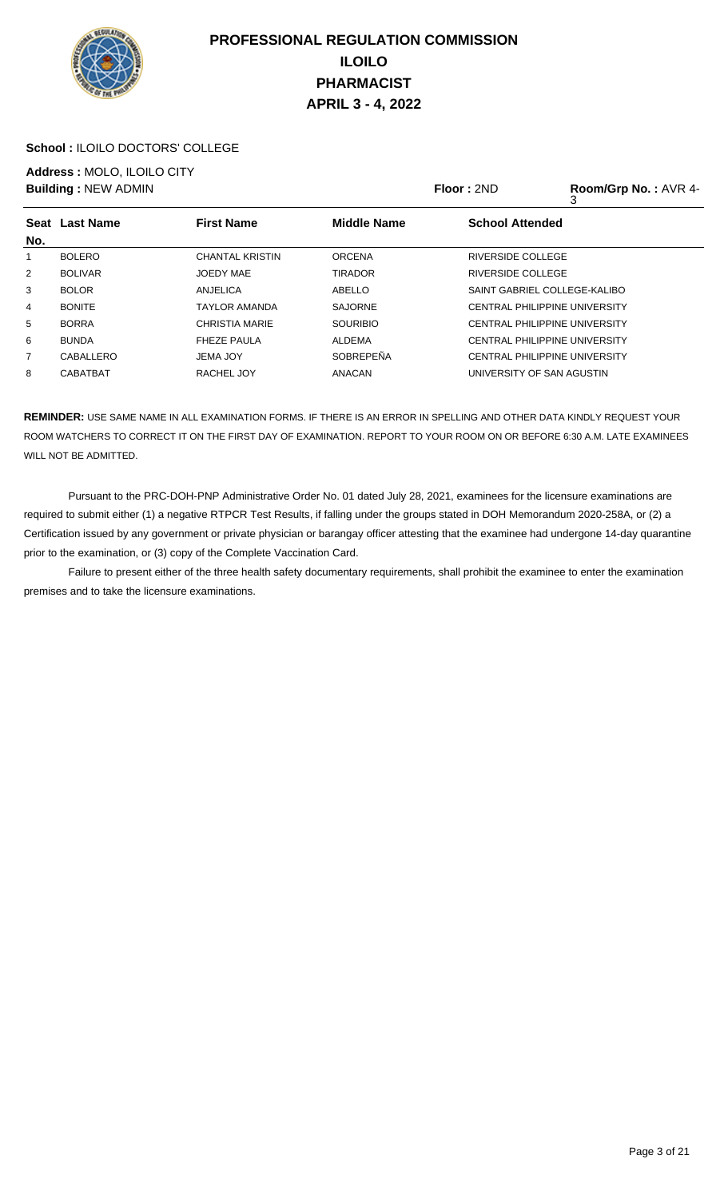# PROFESSIONAL REGULATION COMMISSION
# ILOILO
# PHARMACIST
# APRIL 3 - 4, 2022

**School :** ILOILO DOCTORS' COLLEGE

**Address :** MOLO, ILOILO CITY

**Building :** NEW ADMIN　　**Floor :** 2ND　　**Room/Grp No. :** AVR 4-3

| Seat No. | Last Name | First Name | Middle Name | School Attended |
|---|---|---|---|---|
| 1 | BOLERO | CHANTAL KRISTIN | ORCENA | RIVERSIDE COLLEGE |
| 2 | BOLIVAR | JOEDY MAE | TIRADOR | RIVERSIDE COLLEGE |
| 3 | BOLOR | ANJELICA | ABELLO | SAINT GABRIEL COLLEGE-KALIBO |
| 4 | BONITE | TAYLOR AMANDA | SAJORNE | CENTRAL PHILIPPINE UNIVERSITY |
| 5 | BORRA | CHRISTIA MARIE | SOURIBIO | CENTRAL PHILIPPINE UNIVERSITY |
| 6 | BUNDA | FHEZE PAULA | ALDEMA | CENTRAL PHILIPPINE UNIVERSITY |
| 7 | CABALLERO | JEMA JOY | SOBREPEÑA | CENTRAL PHILIPPINE UNIVERSITY |
| 8 | CABATBAT | RACHEL JOY | ANACAN | UNIVERSITY OF SAN AGUSTIN |

**REMINDER:** USE SAME NAME IN ALL EXAMINATION FORMS. IF THERE IS AN ERROR IN SPELLING AND OTHER DATA KINDLY REQUEST YOUR ROOM WATCHERS TO CORRECT IT ON THE FIRST DAY OF EXAMINATION. REPORT TO YOUR ROOM ON OR BEFORE 6:30 A.M. LATE EXAMINEES WILL NOT BE ADMITTED.

Pursuant to the PRC-DOH-PNP Administrative Order No. 01 dated July 28, 2021, examinees for the licensure examinations are required to submit either (1) a negative RTPCR Test Results, if falling under the groups stated in DOH Memorandum 2020-258A, or (2) a Certification issued by any government or private physician or barangay officer attesting that the examinee had undergone 14-day quarantine prior to the examination, or (3) copy of the Complete Vaccination Card.

Failure to present either of the three health safety documentary requirements, shall prohibit the examinee to enter the examination premises and to take the licensure examinations.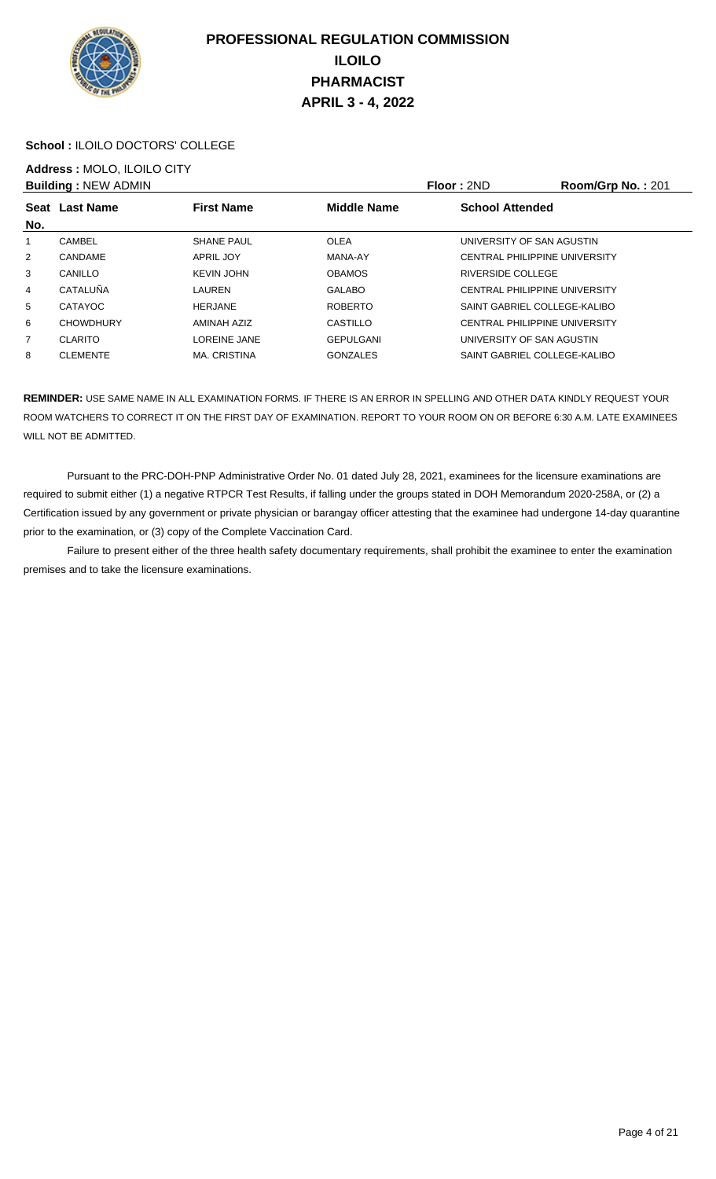# PROFESSIONAL REGULATION COMMISSION
## ILOILO
## PHARMACIST
## APRIL 3 - 4, 2022

**School :** ILOILO DOCTORS' COLLEGE

**Address :** MOLO, ILOILO CITY

**Building :** NEW ADMIN **Floor :** 2ND **Room/Grp No. :** 201

| Seat No. | Last Name | First Name | Middle Name | School Attended |
|---|---|---|---|---|
| 1 | CAMBEL | SHANE PAUL | OLEA | UNIVERSITY OF SAN AGUSTIN |
| 2 | CANDAME | APRIL JOY | MANA-AY | CENTRAL PHILIPPINE UNIVERSITY |
| 3 | CANILLO | KEVIN JOHN | OBAMOS | RIVERSIDE COLLEGE |
| 4 | CATALUÑA | LAUREN | GALABO | CENTRAL PHILIPPINE UNIVERSITY |
| 5 | CATAYOC | HERJANE | ROBERTO | SAINT GABRIEL COLLEGE-KALIBO |
| 6 | CHOWDHURY | AMINAH AZIZ | CASTILLO | CENTRAL PHILIPPINE UNIVERSITY |
| 7 | CLARITO | LOREINE JANE | GEPULGANI | UNIVERSITY OF SAN AGUSTIN |
| 8 | CLEMENTE | MA. CRISTINA | GONZALES | SAINT GABRIEL COLLEGE-KALIBO |

**REMINDER:** USE SAME NAME IN ALL EXAMINATION FORMS. IF THERE IS AN ERROR IN SPELLING AND OTHER DATA KINDLY REQUEST YOUR ROOM WATCHERS TO CORRECT IT ON THE FIRST DAY OF EXAMINATION. REPORT TO YOUR ROOM ON OR BEFORE 6:30 A.M. LATE EXAMINEES WILL NOT BE ADMITTED.

Pursuant to the PRC-DOH-PNP Administrative Order No. 01 dated July 28, 2021, examinees for the licensure examinations are required to submit either (1) a negative RTPCR Test Results, if falling under the groups stated in DOH Memorandum 2020-258A, or (2) a Certification issued by any government or private physician or barangay officer attesting that the examinee had undergone 14-day quarantine prior to the examination, or (3) copy of the Complete Vaccination Card.

Failure to present either of the three health safety documentary requirements, shall prohibit the examinee to enter the examination premises and to take the licensure examinations.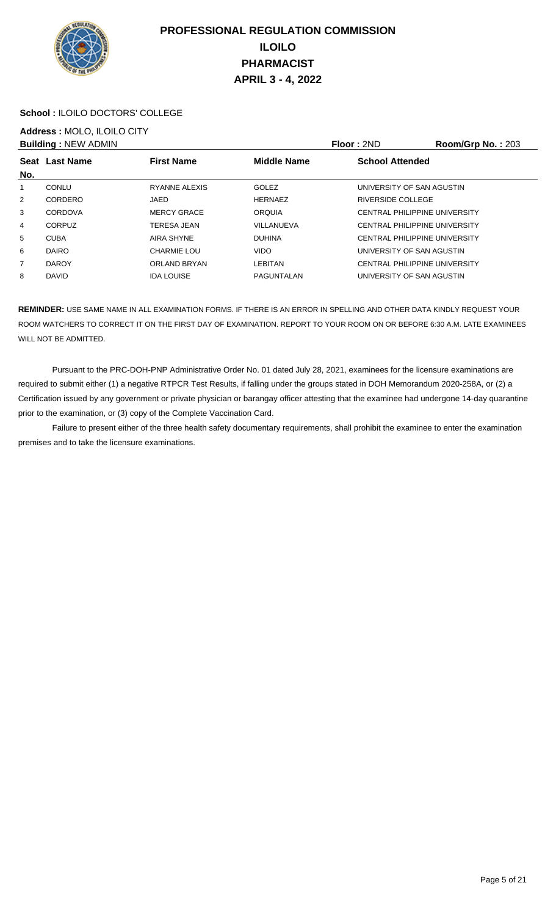# PROFESSIONAL REGULATION COMMISSION
# ILOILO
# PHARMACIST
# APRIL 3 - 4, 2022

**School :** ILOILO DOCTORS' COLLEGE

**Address :** MOLO, ILOILO CITY

**Building :** NEW ADMIN | **Floor :** 2ND | **Room/Grp No. :** 203

| Seat No. | Last Name | First Name | Middle Name | School Attended |
|---|---|---|---|---|
| 1 | CONLU | RYANNE ALEXIS | GOLEZ | UNIVERSITY OF SAN AGUSTIN |
| 2 | CORDERO | JAED | HERNAEZ | RIVERSIDE COLLEGE |
| 3 | CORDOVA | MERCY GRACE | ORQUIA | CENTRAL PHILIPPINE UNIVERSITY |
| 4 | CORPUZ | TERESA JEAN | VILLANUEVA | CENTRAL PHILIPPINE UNIVERSITY |
| 5 | CUBA | AIRA SHYNE | DUHINA | CENTRAL PHILIPPINE UNIVERSITY |
| 6 | DAIRO | CHARMIE LOU | VIDO | UNIVERSITY OF SAN AGUSTIN |
| 7 | DAROY | ORLAND BRYAN | LEBITAN | CENTRAL PHILIPPINE UNIVERSITY |
| 8 | DAVID | IDA LOUISE | PAGUNTALAN | UNIVERSITY OF SAN AGUSTIN |

**REMINDER:** USE SAME NAME IN ALL EXAMINATION FORMS. IF THERE IS AN ERROR IN SPELLING AND OTHER DATA KINDLY REQUEST YOUR ROOM WATCHERS TO CORRECT IT ON THE FIRST DAY OF EXAMINATION. REPORT TO YOUR ROOM ON OR BEFORE 6:30 A.M. LATE EXAMINEES WILL NOT BE ADMITTED.

Pursuant to the PRC-DOH-PNP Administrative Order No. 01 dated July 28, 2021, examinees for the licensure examinations are required to submit either (1) a negative RTPCR Test Results, if falling under the groups stated in DOH Memorandum 2020-258A, or (2) a Certification issued by any government or private physician or barangay officer attesting that the examinee had undergone 14-day quarantine prior to the examination, or (3) copy of the Complete Vaccination Card.

Failure to present either of the three health safety documentary requirements, shall prohibit the examinee to enter the examination premises and to take the licensure examinations.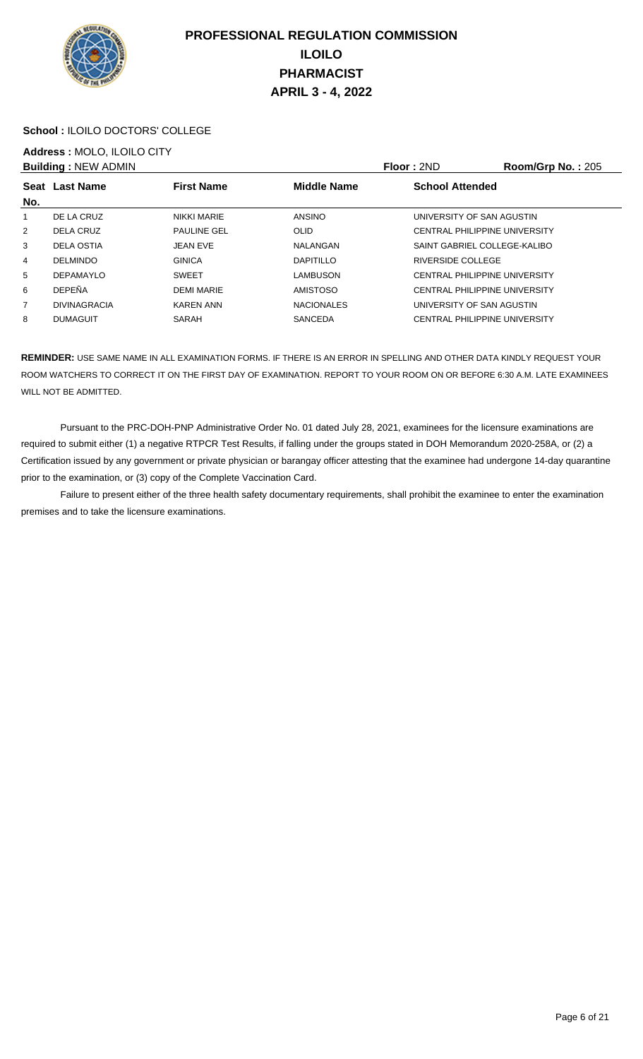# PROFESSIONAL REGULATION COMMISSION
# ILOILO
# PHARMACIST
# APRIL 3 - 4, 2022

**School :** ILOILO DOCTORS' COLLEGE

**Address :** MOLO, ILOILO CITY

**Building :** NEW ADMIN **Floor :** 2ND **Room/Grp No. :** 205

| Seat No. | Last Name | First Name | Middle Name | School Attended |
|---|---|---|---|---|
| 1 | DE LA CRUZ | NIKKI MARIE | ANSINO | UNIVERSITY OF SAN AGUSTIN |
| 2 | DELA CRUZ | PAULINE GEL | OLID | CENTRAL PHILIPPINE UNIVERSITY |
| 3 | DELA OSTIA | JEAN EVE | NALANGAN | SAINT GABRIEL COLLEGE-KALIBO |
| 4 | DELMINDO | GINICA | DAPITILLO | RIVERSIDE COLLEGE |
| 5 | DEPAMAYLO | SWEET | LAMBUSON | CENTRAL PHILIPPINE UNIVERSITY |
| 6 | DEPEÑA | DEMI MARIE | AMISTOSO | CENTRAL PHILIPPINE UNIVERSITY |
| 7 | DIVINAGRACIA | KAREN ANN | NACIONALES | UNIVERSITY OF SAN AGUSTIN |
| 8 | DUMAGUIT | SARAH | SANCEDA | CENTRAL PHILIPPINE UNIVERSITY |

**REMINDER:** USE SAME NAME IN ALL EXAMINATION FORMS. IF THERE IS AN ERROR IN SPELLING AND OTHER DATA KINDLY REQUEST YOUR ROOM WATCHERS TO CORRECT IT ON THE FIRST DAY OF EXAMINATION. REPORT TO YOUR ROOM ON OR BEFORE 6:30 A.M. LATE EXAMINEES WILL NOT BE ADMITTED.

Pursuant to the PRC-DOH-PNP Administrative Order No. 01 dated July 28, 2021, examinees for the licensure examinations are required to submit either (1) a negative RTPCR Test Results, if falling under the groups stated in DOH Memorandum 2020-258A, or (2) a Certification issued by any government or private physician or barangay officer attesting that the examinee had undergone 14-day quarantine prior to the examination, or (3) copy of the Complete Vaccination Card.

Failure to present either of the three health safety documentary requirements, shall prohibit the examinee to enter the examination premises and to take the licensure examinations.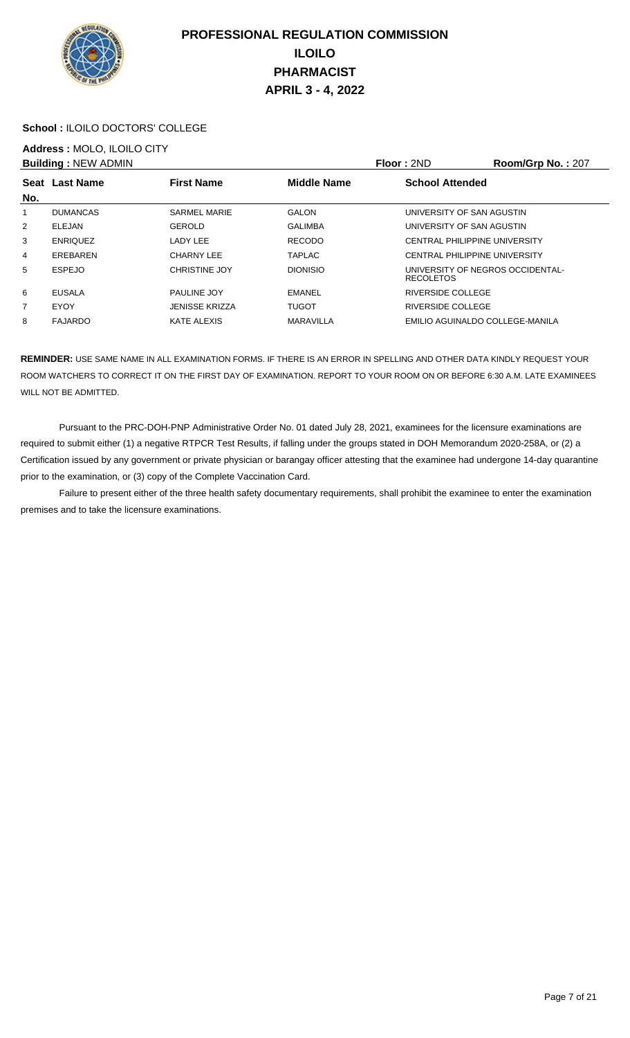# PROFESSIONAL REGULATION COMMISSION
## ILOILO
## PHARMACIST
## APRIL 3 - 4, 2022

**School :** ILOILO DOCTORS' COLLEGE

**Address :** MOLO, ILOILO CITY

**Building :** NEW ADMIN | **Floor :** 2ND | **Room/Grp No. :** 207

| Seat No. | Last Name | First Name | Middle Name | School Attended |
|---|---|---|---|---|
| 1 | DUMANCAS | SARMEL MARIE | GALON | UNIVERSITY OF SAN AGUSTIN |
| 2 | ELEJAN | GEROLD | GALIMBA | UNIVERSITY OF SAN AGUSTIN |
| 3 | ENRIQUEZ | LADY LEE | RECODO | CENTRAL PHILIPPINE UNIVERSITY |
| 4 | EREBAREN | CHARNY LEE | TAPLAC | CENTRAL PHILIPPINE UNIVERSITY |
| 5 | ESPEJO | CHRISTINE JOY | DIONISIO | UNIVERSITY OF NEGROS OCCIDENTAL-RECOLETOS |
| 6 | EUSALA | PAULINE JOY | EMANEL | RIVERSIDE COLLEGE |
| 7 | EYOY | JENISSE KRIZZA | TUGOT | RIVERSIDE COLLEGE |
| 8 | FAJARDO | KATE ALEXIS | MARAVILLA | EMILIO AGUINALDO COLLEGE-MANILA |

**REMINDER:** USE SAME NAME IN ALL EXAMINATION FORMS. IF THERE IS AN ERROR IN SPELLING AND OTHER DATA KINDLY REQUEST YOUR ROOM WATCHERS TO CORRECT IT ON THE FIRST DAY OF EXAMINATION. REPORT TO YOUR ROOM ON OR BEFORE 6:30 A.M. LATE EXAMINEES WILL NOT BE ADMITTED.

Pursuant to the PRC-DOH-PNP Administrative Order No. 01 dated July 28, 2021, examinees for the licensure examinations are required to submit either (1) a negative RTPCR Test Results, if falling under the groups stated in DOH Memorandum 2020-258A, or (2) a Certification issued by any government or private physician or barangay officer attesting that the examinee had undergone 14-day quarantine prior to the examination, or (3) copy of the Complete Vaccination Card.

Failure to present either of the three health safety documentary requirements, shall prohibit the examinee to enter the examination premises and to take the licensure examinations.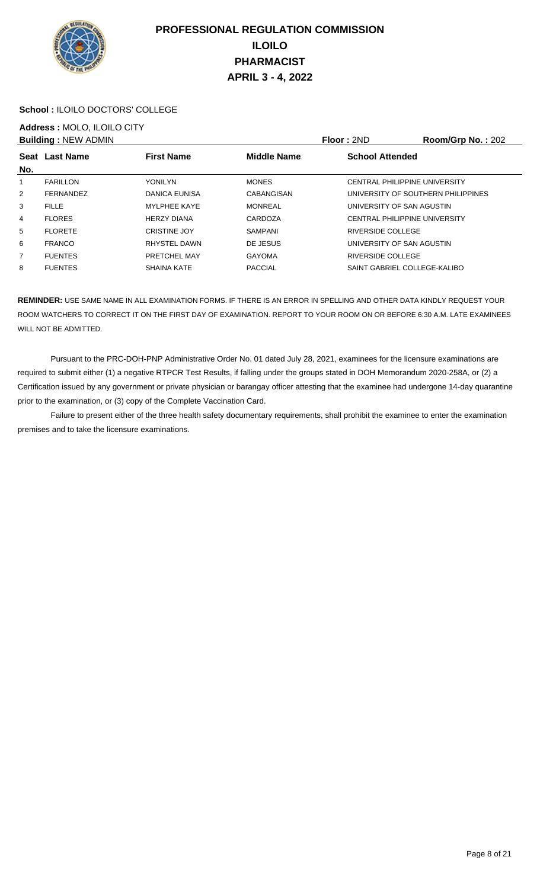# PROFESSIONAL REGULATION COMMISSION
# ILOILO
# PHARMACIST
# APRIL 3 - 4, 2022

**School :** ILOILO DOCTORS' COLLEGE

**Address :** MOLO, ILOILO CITY

**Building :** NEW ADMIN　　**Floor :** 2ND　　**Room/Grp No. :** 202

| Seat No. | Last Name | First Name | Middle Name | School Attended |
|---|---|---|---|---|
| 1 | FARILLON | YONILYN | MONES | CENTRAL PHILIPPINE UNIVERSITY |
| 2 | FERNANDEZ | DANICA EUNISA | CABANGISAN | UNIVERSITY OF SOUTHERN PHILIPPINES |
| 3 | FILLE | MYLPHEE KAYE | MONREAL | UNIVERSITY OF SAN AGUSTIN |
| 4 | FLORES | HERZY DIANA | CARDOZA | CENTRAL PHILIPPINE UNIVERSITY |
| 5 | FLORETE | CRISTINE JOY | SAMPANI | RIVERSIDE COLLEGE |
| 6 | FRANCO | RHYSTEL DAWN | DE JESUS | UNIVERSITY OF SAN AGUSTIN |
| 7 | FUENTES | PRETCHEL MAY | GAYOMA | RIVERSIDE COLLEGE |
| 8 | FUENTES | SHAINA KATE | PACCIAL | SAINT GABRIEL COLLEGE-KALIBO |

**REMINDER:** USE SAME NAME IN ALL EXAMINATION FORMS. IF THERE IS AN ERROR IN SPELLING AND OTHER DATA KINDLY REQUEST YOUR ROOM WATCHERS TO CORRECT IT ON THE FIRST DAY OF EXAMINATION. REPORT TO YOUR ROOM ON OR BEFORE 6:30 A.M. LATE EXAMINEES WILL NOT BE ADMITTED.

Pursuant to the PRC-DOH-PNP Administrative Order No. 01 dated July 28, 2021, examinees for the licensure examinations are required to submit either (1) a negative RTPCR Test Results, if falling under the groups stated in DOH Memorandum 2020-258A, or (2) a Certification issued by any government or private physician or barangay officer attesting that the examinee had undergone 14-day quarantine prior to the examination, or (3) copy of the Complete Vaccination Card.

Failure to present either of the three health safety documentary requirements, shall prohibit the examinee to enter the examination premises and to take the licensure examinations.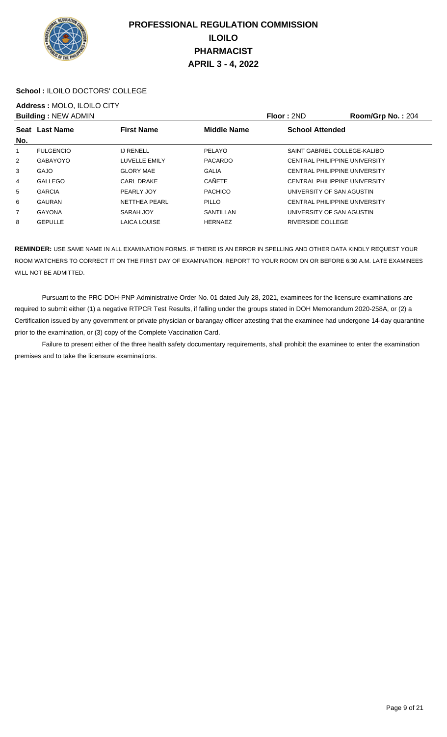# PROFESSIONAL REGULATION COMMISSION
## ILOILO
## PHARMACIST
## APRIL 3 - 4, 2022

**School :** ILOILO DOCTORS' COLLEGE

**Address :** MOLO, ILOILO CITY

**Building :** NEW ADMIN **Floor :** 2ND **Room/Grp No. :** 204

| Seat No. | Last Name | First Name | Middle Name | School Attended |
|---|---|---|---|---|
| 1 | FULGENCIO | IJ RENELL | PELAYO | SAINT GABRIEL COLLEGE-KALIBO |
| 2 | GABAYOYO | LUVELLE EMILY | PACARDO | CENTRAL PHILIPPINE UNIVERSITY |
| 3 | GAJO | GLORY MAE | GALIA | CENTRAL PHILIPPINE UNIVERSITY |
| 4 | GALLEGO | CARL DRAKE | CAÑETE | CENTRAL PHILIPPINE UNIVERSITY |
| 5 | GARCIA | PEARLY JOY | PACHICO | UNIVERSITY OF SAN AGUSTIN |
| 6 | GAURAN | NETTHEA PEARL | PILLO | CENTRAL PHILIPPINE UNIVERSITY |
| 7 | GAYONA | SARAH JOY | SANTILLAN | UNIVERSITY OF SAN AGUSTIN |
| 8 | GEPULLE | LAICA LOUISE | HERNAEZ | RIVERSIDE COLLEGE |

**REMINDER:** USE SAME NAME IN ALL EXAMINATION FORMS. IF THERE IS AN ERROR IN SPELLING AND OTHER DATA KINDLY REQUEST YOUR ROOM WATCHERS TO CORRECT IT ON THE FIRST DAY OF EXAMINATION. REPORT TO YOUR ROOM ON OR BEFORE 6:30 A.M. LATE EXAMINEES WILL NOT BE ADMITTED.

Pursuant to the PRC-DOH-PNP Administrative Order No. 01 dated July 28, 2021, examinees for the licensure examinations are required to submit either (1) a negative RTPCR Test Results, if falling under the groups stated in DOH Memorandum 2020-258A, or (2) a Certification issued by any government or private physician or barangay officer attesting that the examinee had undergone 14-day quarantine prior to the examination, or (3) copy of the Complete Vaccination Card.

Failure to present either of the three health safety documentary requirements, shall prohibit the examinee to enter the examination premises and to take the licensure examinations.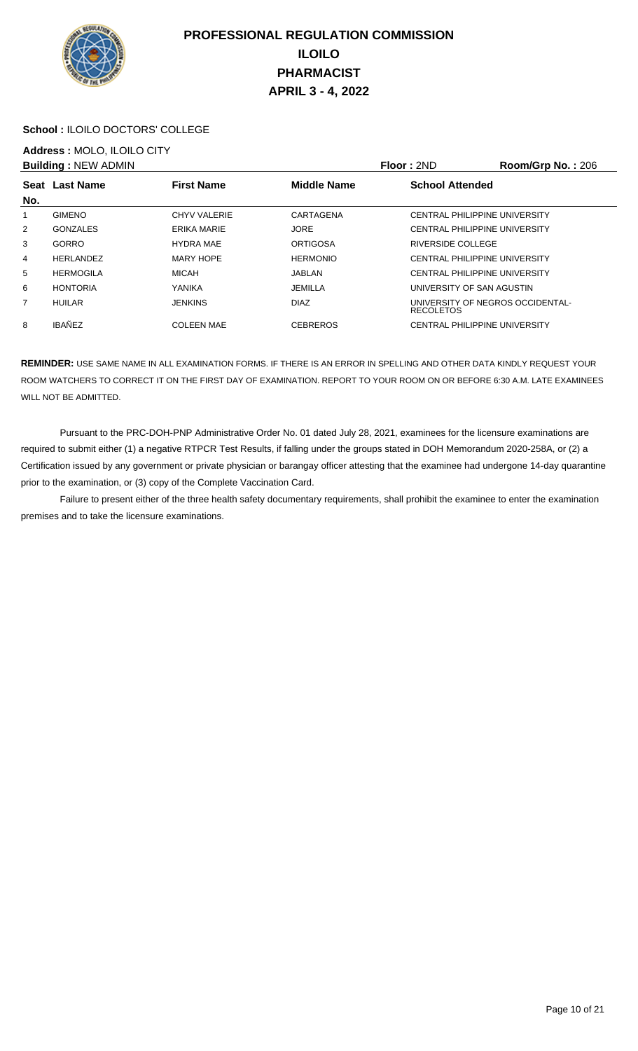# PROFESSIONAL REGULATION COMMISSION
# ILOILO
# PHARMACIST
# APRIL 3 - 4, 2022

**School :** ILOILO DOCTORS' COLLEGE

**Address :** MOLO, ILOILO CITY

**Building :** NEW ADMIN **Floor :** 2ND **Room/Grp No. :** 206

| Seat No. | Last Name | First Name | Middle Name | School Attended |
|---|---|---|---|---|
| 1 | GIMENO | CHYV VALERIE | CARTAGENA | CENTRAL PHILIPPINE UNIVERSITY |
| 2 | GONZALES | ERIKA MARIE | JORE | CENTRAL PHILIPPINE UNIVERSITY |
| 3 | GORRO | HYDRA MAE | ORTIGOSA | RIVERSIDE COLLEGE |
| 4 | HERLANDEZ | MARY HOPE | HERMONIO | CENTRAL PHILIPPINE UNIVERSITY |
| 5 | HERMOGILA | MICAH | JABLAN | CENTRAL PHILIPPINE UNIVERSITY |
| 6 | HONTORIA | YANIKA | JEMILLA | UNIVERSITY OF SAN AGUSTIN |
| 7 | HUILAR | JENKINS | DIAZ | UNIVERSITY OF NEGROS OCCIDENTAL-RECOLETOS |
| 8 | IBAÑEZ | COLEEN MAE | CEBREROS | CENTRAL PHILIPPINE UNIVERSITY |

**REMINDER:** USE SAME NAME IN ALL EXAMINATION FORMS. IF THERE IS AN ERROR IN SPELLING AND OTHER DATA KINDLY REQUEST YOUR ROOM WATCHERS TO CORRECT IT ON THE FIRST DAY OF EXAMINATION. REPORT TO YOUR ROOM ON OR BEFORE 6:30 A.M. LATE EXAMINEES WILL NOT BE ADMITTED.

Pursuant to the PRC-DOH-PNP Administrative Order No. 01 dated July 28, 2021, examinees for the licensure examinations are required to submit either (1) a negative RTPCR Test Results, if falling under the groups stated in DOH Memorandum 2020-258A, or (2) a Certification issued by any government or private physician or barangay officer attesting that the examinee had undergone 14-day quarantine prior to the examination, or (3) copy of the Complete Vaccination Card.

Failure to present either of the three health safety documentary requirements, shall prohibit the examinee to enter the examination premises and to take the licensure examinations.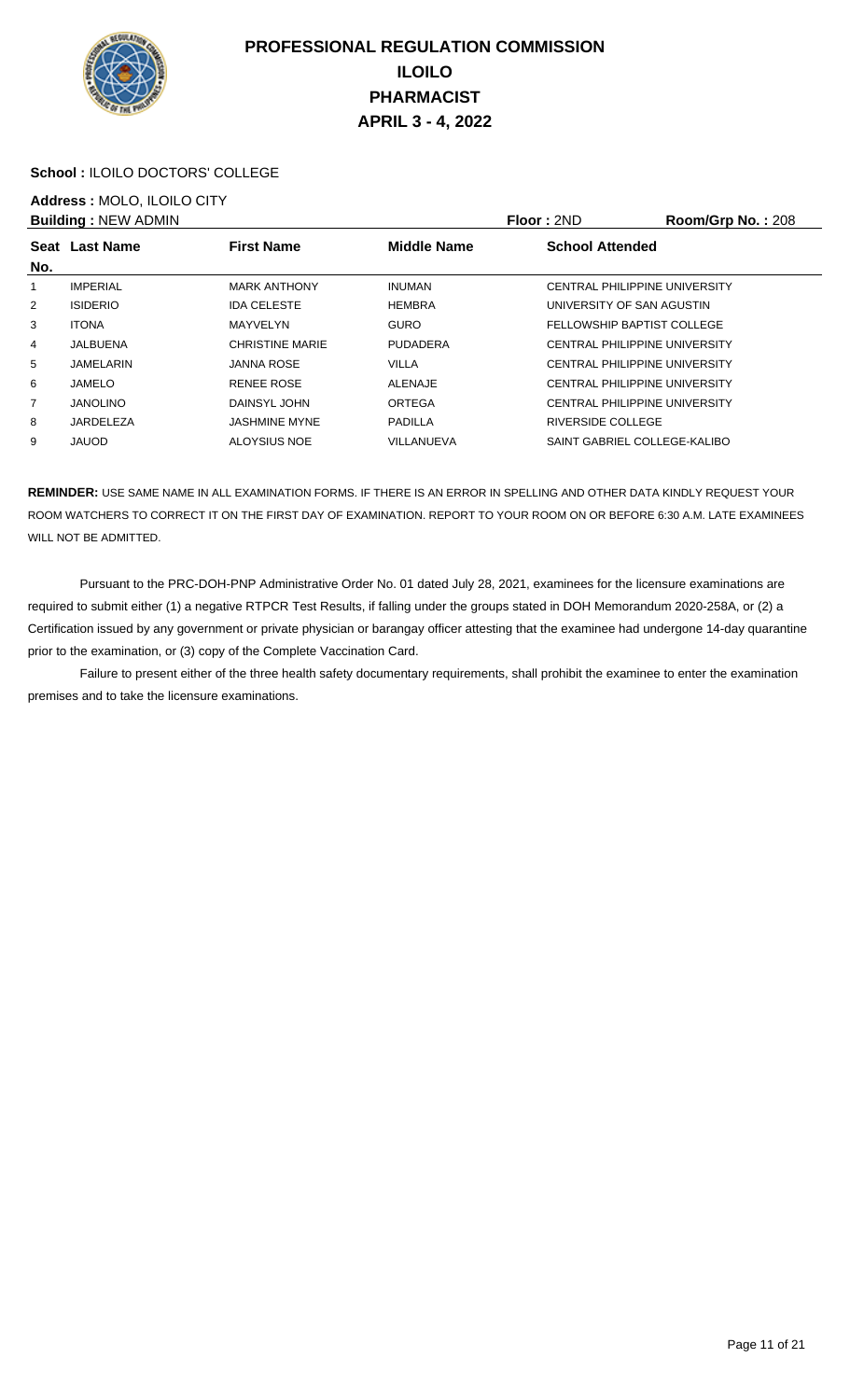# PROFESSIONAL REGULATION COMMISSION
# ILOILO
# PHARMACIST
# APRIL 3 - 4, 2022

**School :** ILOILO DOCTORS' COLLEGE

**Address :** MOLO, ILOILO CITY

**Building :** NEW ADMIN **Floor :** 2ND **Room/Grp No. :** 208

| Seat No. | Last Name | First Name | Middle Name | School Attended |
|---|---|---|---|---|
| 1 | IMPERIAL | MARK ANTHONY | INUMAN | CENTRAL PHILIPPINE UNIVERSITY |
| 2 | ISIDERIO | IDA CELESTE | HEMBRA | UNIVERSITY OF SAN AGUSTIN |
| 3 | ITONA | MAYVELYN | GURO | FELLOWSHIP BAPTIST COLLEGE |
| 4 | JALBUENA | CHRISTINE MARIE | PUDADERA | CENTRAL PHILIPPINE UNIVERSITY |
| 5 | JAMELARIN | JANNA ROSE | VILLA | CENTRAL PHILIPPINE UNIVERSITY |
| 6 | JAMELO | RENEE ROSE | ALENAJE | CENTRAL PHILIPPINE UNIVERSITY |
| 7 | JANOLINO | DAINSYL JOHN | ORTEGA | CENTRAL PHILIPPINE UNIVERSITY |
| 8 | JARDELEZA | JASHMINE MYNE | PADILLA | RIVERSIDE COLLEGE |
| 9 | JAUOD | ALOYSIUS NOE | VILLANUEVA | SAINT GABRIEL COLLEGE-KALIBO |

**REMINDER:** USE SAME NAME IN ALL EXAMINATION FORMS. IF THERE IS AN ERROR IN SPELLING AND OTHER DATA KINDLY REQUEST YOUR ROOM WATCHERS TO CORRECT IT ON THE FIRST DAY OF EXAMINATION. REPORT TO YOUR ROOM ON OR BEFORE 6:30 A.M. LATE EXAMINEES WILL NOT BE ADMITTED.

Pursuant to the PRC-DOH-PNP Administrative Order No. 01 dated July 28, 2021, examinees for the licensure examinations are required to submit either (1) a negative RTPCR Test Results, if falling under the groups stated in DOH Memorandum 2020-258A, or (2) a Certification issued by any government or private physician or barangay officer attesting that the examinee had undergone 14-day quarantine prior to the examination, or (3) copy of the Complete Vaccination Card.

Failure to present either of the three health safety documentary requirements, shall prohibit the examinee to enter the examination premises and to take the licensure examinations.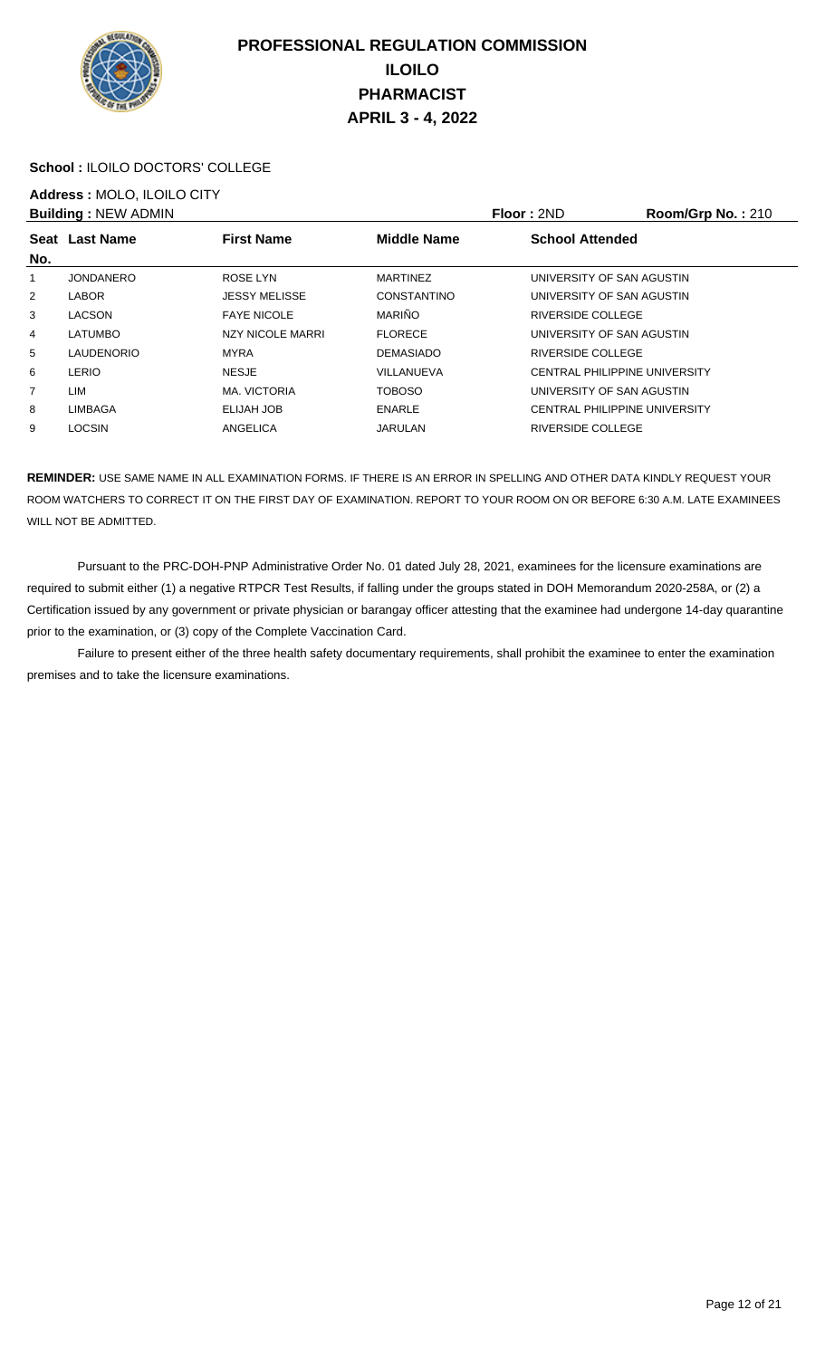# PROFESSIONAL REGULATION COMMISSION
# ILOILO
# PHARMACIST
# APRIL 3 - 4, 2022

**School :** ILOILO DOCTORS' COLLEGE

**Address :** MOLO, ILOILO CITY

**Building :** NEW ADMIN **Floor :** 2ND **Room/Grp No. :** 210

| Seat No. | Last Name | First Name | Middle Name | School Attended |
|---|---|---|---|---|
| 1 | JONDANERO | ROSE LYN | MARTINEZ | UNIVERSITY OF SAN AGUSTIN |
| 2 | LABOR | JESSY MELISSE | CONSTANTINO | UNIVERSITY OF SAN AGUSTIN |
| 3 | LACSON | FAYE NICOLE | MARIÑO | RIVERSIDE COLLEGE |
| 4 | LATUMBO | NZY NICOLE MARRI | FLORECE | UNIVERSITY OF SAN AGUSTIN |
| 5 | LAUDENORIO | MYRA | DEMASIADO | RIVERSIDE COLLEGE |
| 6 | LERIO | NESJE | VILLANUEVA | CENTRAL PHILIPPINE UNIVERSITY |
| 7 | LIM | MA. VICTORIA | TOBOSO | UNIVERSITY OF SAN AGUSTIN |
| 8 | LIMBAGA | ELIJAH JOB | ENARLE | CENTRAL PHILIPPINE UNIVERSITY |
| 9 | LOCSIN | ANGELICA | JARULAN | RIVERSIDE COLLEGE |

**REMINDER:** USE SAME NAME IN ALL EXAMINATION FORMS. IF THERE IS AN ERROR IN SPELLING AND OTHER DATA KINDLY REQUEST YOUR ROOM WATCHERS TO CORRECT IT ON THE FIRST DAY OF EXAMINATION. REPORT TO YOUR ROOM ON OR BEFORE 6:30 A.M. LATE EXAMINEES WILL NOT BE ADMITTED.

Pursuant to the PRC-DOH-PNP Administrative Order No. 01 dated July 28, 2021, examinees for the licensure examinations are required to submit either (1) a negative RTPCR Test Results, if falling under the groups stated in DOH Memorandum 2020-258A, or (2) a Certification issued by any government or private physician or barangay officer attesting that the examinee had undergone 14-day quarantine prior to the examination, or (3) copy of the Complete Vaccination Card.

Failure to present either of the three health safety documentary requirements, shall prohibit the examinee to enter the examination premises and to take the licensure examinations.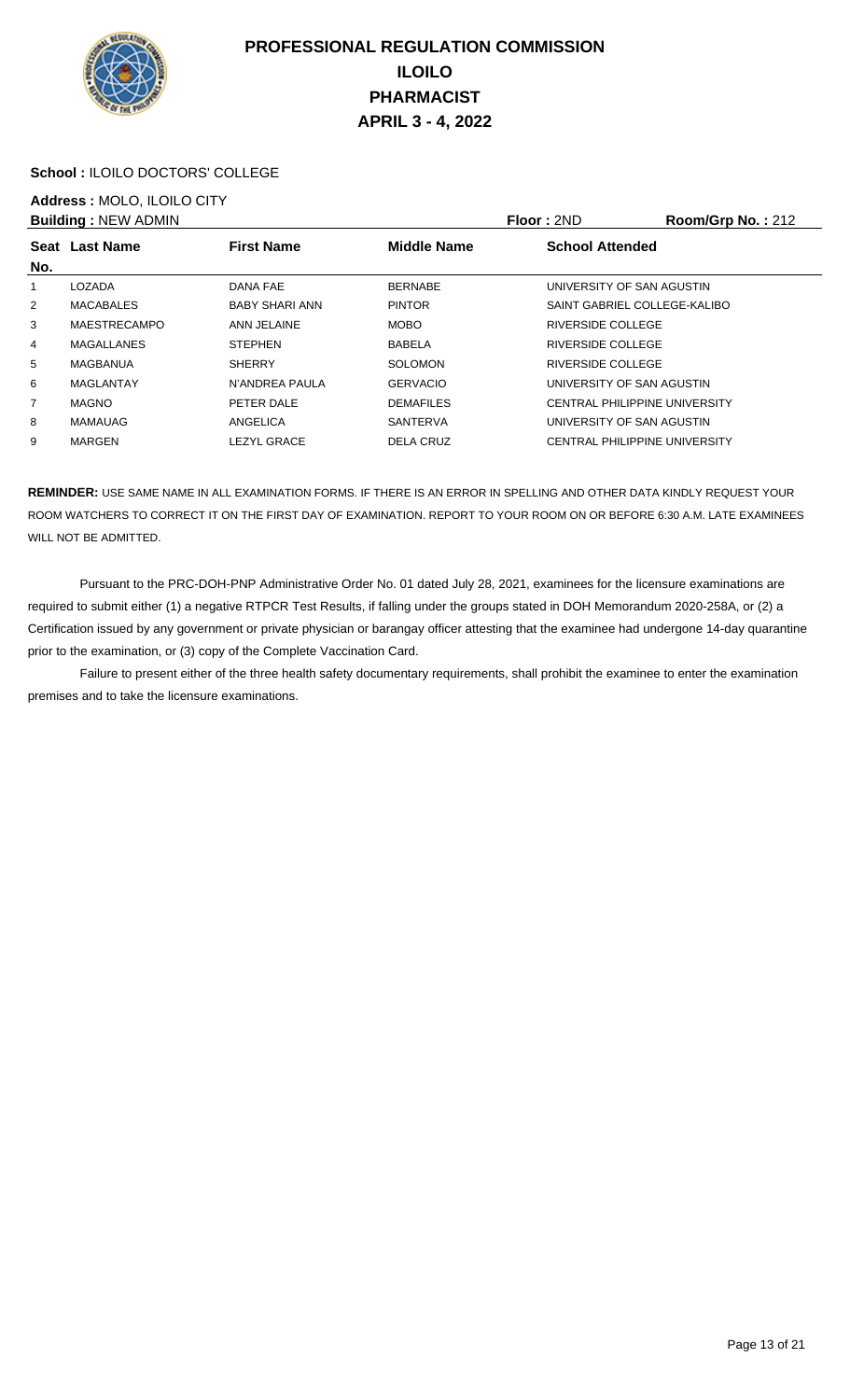# PROFESSIONAL REGULATION COMMISSION
# ILOILO
# PHARMACIST
# APRIL 3 - 4, 2022

**School :** ILOILO DOCTORS' COLLEGE

**Address :** MOLO, ILOILO CITY

**Building :** NEW ADMIN **Floor :** 2ND **Room/Grp No. :** 212

| Seat No. | Last Name | First Name | Middle Name | School Attended |
|---|---|---|---|---|
| 1 | LOZADA | DANA FAE | BERNABE | UNIVERSITY OF SAN AGUSTIN |
| 2 | MACABALES | BABY SHARI ANN | PINTOR | SAINT GABRIEL COLLEGE-KALIBO |
| 3 | MAESTRECAMPO | ANN JELAINE | MOBO | RIVERSIDE COLLEGE |
| 4 | MAGALLANES | STEPHEN | BABELA | RIVERSIDE COLLEGE |
| 5 | MAGBANUA | SHERRY | SOLOMON | RIVERSIDE COLLEGE |
| 6 | MAGLANTAY | N'ANDREA PAULA | GERVACIO | UNIVERSITY OF SAN AGUSTIN |
| 7 | MAGNO | PETER DALE | DEMAFILES | CENTRAL PHILIPPINE UNIVERSITY |
| 8 | MAMAUAG | ANGELICA | SANTERVA | UNIVERSITY OF SAN AGUSTIN |
| 9 | MARGEN | LEZYL GRACE | DELA CRUZ | CENTRAL PHILIPPINE UNIVERSITY |

**REMINDER:** USE SAME NAME IN ALL EXAMINATION FORMS. IF THERE IS AN ERROR IN SPELLING AND OTHER DATA KINDLY REQUEST YOUR ROOM WATCHERS TO CORRECT IT ON THE FIRST DAY OF EXAMINATION. REPORT TO YOUR ROOM ON OR BEFORE 6:30 A.M. LATE EXAMINEES WILL NOT BE ADMITTED.

Pursuant to the PRC-DOH-PNP Administrative Order No. 01 dated July 28, 2021, examinees for the licensure examinations are required to submit either (1) a negative RTPCR Test Results, if falling under the groups stated in DOH Memorandum 2020-258A, or (2) a Certification issued by any government or private physician or barangay officer attesting that the examinee had undergone 14-day quarantine prior to the examination, or (3) copy of the Complete Vaccination Card.

Failure to present either of the three health safety documentary requirements, shall prohibit the examinee to enter the examination premises and to take the licensure examinations.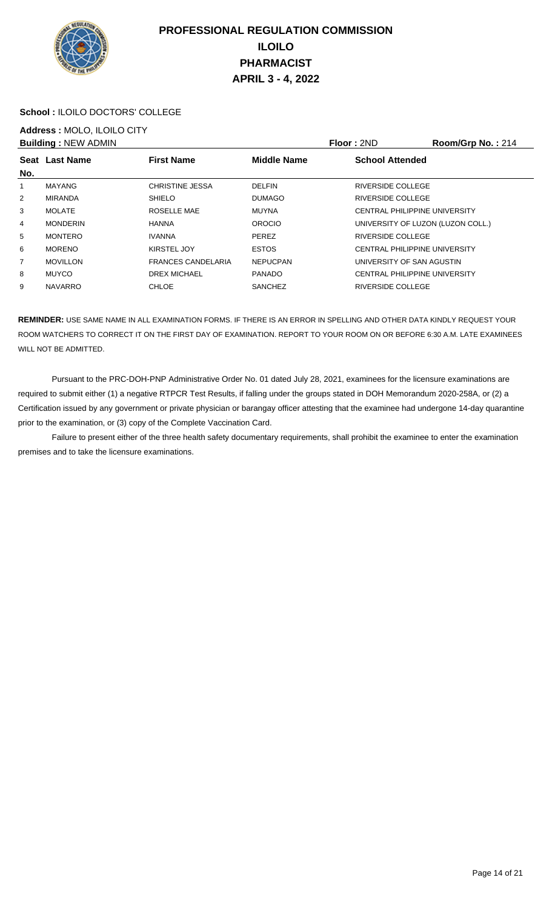# PROFESSIONAL REGULATION COMMISSION
## ILOILO
## PHARMACIST
## APRIL 3 - 4, 2022

**School :** ILOILO DOCTORS' COLLEGE

**Address :** MOLO, ILOILO CITY

**Building :** NEW ADMIN **Floor :** 2ND **Room/Grp No. :** 214

| Seat No. | Last Name | First Name | Middle Name | School Attended |
|---|---|---|---|---|
| 1 | MAYANG | CHRISTINE JESSA | DELFIN | RIVERSIDE COLLEGE |
| 2 | MIRANDA | SHIELO | DUMAGO | RIVERSIDE COLLEGE |
| 3 | MOLATE | ROSELLE MAE | MUYNA | CENTRAL PHILIPPINE UNIVERSITY |
| 4 | MONDERIN | HANNA | OROCIO | UNIVERSITY OF LUZON (LUZON COLL.) |
| 5 | MONTERO | IVANNA | PEREZ | RIVERSIDE COLLEGE |
| 6 | MORENO | KIRSTEL JOY | ESTOS | CENTRAL PHILIPPINE UNIVERSITY |
| 7 | MOVILLON | FRANCES CANDELARIA | NEPUCPAN | UNIVERSITY OF SAN AGUSTIN |
| 8 | MUYCO | DREX MICHAEL | PANADO | CENTRAL PHILIPPINE UNIVERSITY |
| 9 | NAVARRO | CHLOE | SANCHEZ | RIVERSIDE COLLEGE |

**REMINDER:** USE SAME NAME IN ALL EXAMINATION FORMS. IF THERE IS AN ERROR IN SPELLING AND OTHER DATA KINDLY REQUEST YOUR ROOM WATCHERS TO CORRECT IT ON THE FIRST DAY OF EXAMINATION. REPORT TO YOUR ROOM ON OR BEFORE 6:30 A.M. LATE EXAMINEES WILL NOT BE ADMITTED.

Pursuant to the PRC-DOH-PNP Administrative Order No. 01 dated July 28, 2021, examinees for the licensure examinations are required to submit either (1) a negative RTPCR Test Results, if falling under the groups stated in DOH Memorandum 2020-258A, or (2) a Certification issued by any government or private physician or barangay officer attesting that the examinee had undergone 14-day quarantine prior to the examination, or (3) copy of the Complete Vaccination Card.

Failure to present either of the three health safety documentary requirements, shall prohibit the examinee to enter the examination premises and to take the licensure examinations.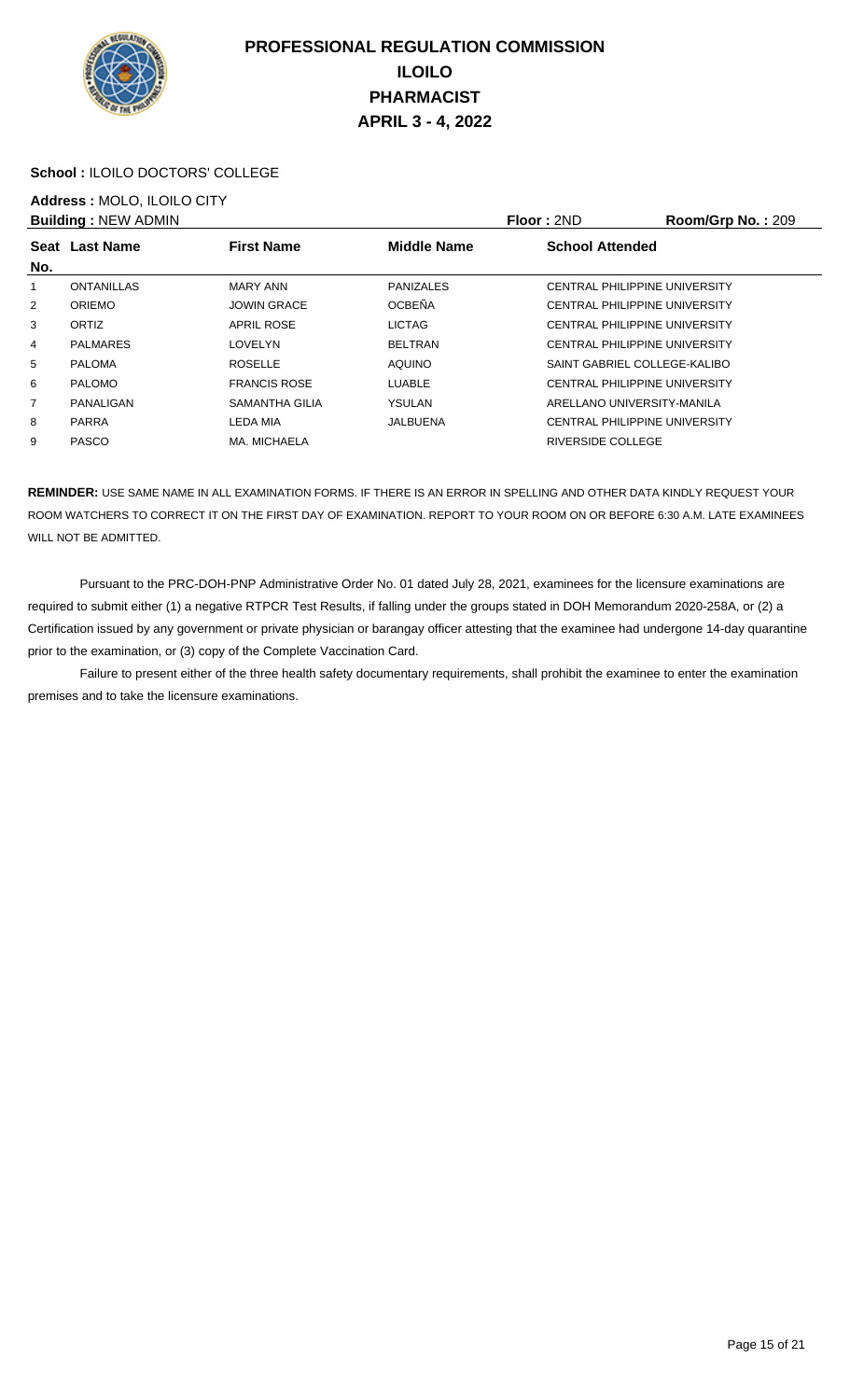# PROFESSIONAL REGULATION COMMISSION
# ILOILO
# PHARMACIST
# APRIL 3 - 4, 2022

**School :** ILOILO DOCTORS' COLLEGE

**Address :** MOLO, ILOILO CITY

**Building :** NEW ADMIN | **Floor :** 2ND | **Room/Grp No. :** 209

| Seat No. | Last Name | First Name | Middle Name | School Attended |
|---|---|---|---|---|
| 1 | ONTANILLAS | MARY ANN | PANIZALES | CENTRAL PHILIPPINE UNIVERSITY |
| 2 | ORIEMO | JOWIN GRACE | OCBEÑA | CENTRAL PHILIPPINE UNIVERSITY |
| 3 | ORTIZ | APRIL ROSE | LICTAG | CENTRAL PHILIPPINE UNIVERSITY |
| 4 | PALMARES | LOVELYN | BELTRAN | CENTRAL PHILIPPINE UNIVERSITY |
| 5 | PALOMA | ROSELLE | AQUINO | SAINT GABRIEL COLLEGE-KALIBO |
| 6 | PALOMO | FRANCIS ROSE | LUABLE | CENTRAL PHILIPPINE UNIVERSITY |
| 7 | PANALIGAN | SAMANTHA GILIA | YSULAN | ARELLANO UNIVERSITY-MANILA |
| 8 | PARRA | LEDA MIA | JALBUENA | CENTRAL PHILIPPINE UNIVERSITY |
| 9 | PASCO | MA. MICHAELA | | RIVERSIDE COLLEGE |

**REMINDER:** USE SAME NAME IN ALL EXAMINATION FORMS. IF THERE IS AN ERROR IN SPELLING AND OTHER DATA KINDLY REQUEST YOUR ROOM WATCHERS TO CORRECT IT ON THE FIRST DAY OF EXAMINATION. REPORT TO YOUR ROOM ON OR BEFORE 6:30 A.M. LATE EXAMINEES WILL NOT BE ADMITTED.

Pursuant to the PRC-DOH-PNP Administrative Order No. 01 dated July 28, 2021, examinees for the licensure examinations are required to submit either (1) a negative RTPCR Test Results, if falling under the groups stated in DOH Memorandum 2020-258A, or (2) a Certification issued by any government or private physician or barangay officer attesting that the examinee had undergone 14-day quarantine prior to the examination, or (3) copy of the Complete Vaccination Card.

Failure to present either of the three health safety documentary requirements, shall prohibit the examinee to enter the examination premises and to take the licensure examinations.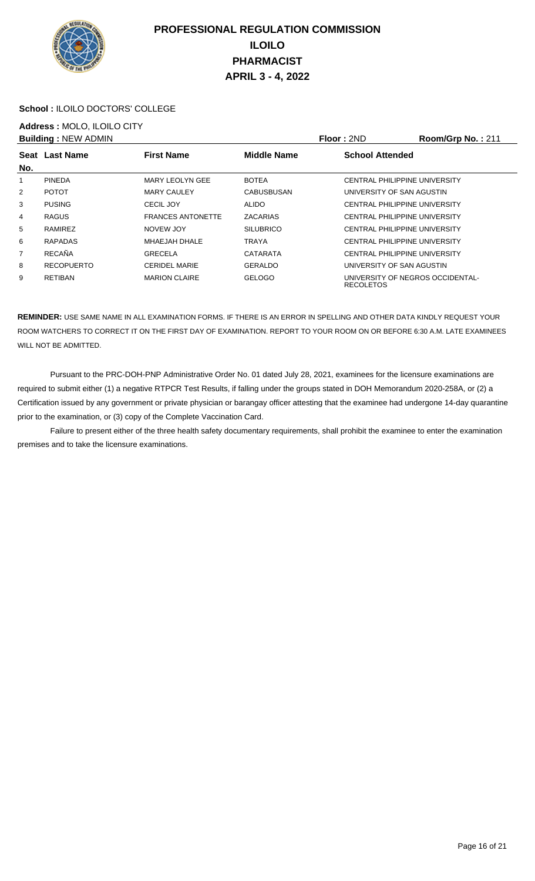# PROFESSIONAL REGULATION COMMISSION
## ILOILO
## PHARMACIST
## APRIL 3 - 4, 2022

**School :** ILOILO DOCTORS' COLLEGE

**Address :** MOLO, ILOILO CITY

**Building :** NEW ADMIN **Floor :** 2ND **Room/Grp No. :** 211

| Seat No. | Last Name | First Name | Middle Name | School Attended |
|---|---|---|---|---|
| 1 | PINEDA | MARY LEOLYN GEE | BOTEA | CENTRAL PHILIPPINE UNIVERSITY |
| 2 | POTOT | MARY CAULEY | CABUSBUSAN | UNIVERSITY OF SAN AGUSTIN |
| 3 | PUSING | CECIL JOY | ALIDO | CENTRAL PHILIPPINE UNIVERSITY |
| 4 | RAGUS | FRANCES ANTONETTE | ZACARIAS | CENTRAL PHILIPPINE UNIVERSITY |
| 5 | RAMIREZ | NOVEW JOY | SILUBRICO | CENTRAL PHILIPPINE UNIVERSITY |
| 6 | RAPADAS | MHAEJAH DHALE | TRAYA | CENTRAL PHILIPPINE UNIVERSITY |
| 7 | RECAÑA | GRECELA | CATARATA | CENTRAL PHILIPPINE UNIVERSITY |
| 8 | RECOPUERTO | CERIDEL MARIE | GERALDO | UNIVERSITY OF SAN AGUSTIN |
| 9 | RETIBAN | MARION CLAIRE | GELOGO | UNIVERSITY OF NEGROS OCCIDENTAL-RECOLETOS |

**REMINDER:** USE SAME NAME IN ALL EXAMINATION FORMS. IF THERE IS AN ERROR IN SPELLING AND OTHER DATA KINDLY REQUEST YOUR ROOM WATCHERS TO CORRECT IT ON THE FIRST DAY OF EXAMINATION. REPORT TO YOUR ROOM ON OR BEFORE 6:30 A.M. LATE EXAMINEES WILL NOT BE ADMITTED.

Pursuant to the PRC-DOH-PNP Administrative Order No. 01 dated July 28, 2021, examinees for the licensure examinations are required to submit either (1) a negative RTPCR Test Results, if falling under the groups stated in DOH Memorandum 2020-258A, or (2) a Certification issued by any government or private physician or barangay officer attesting that the examinee had undergone 14-day quarantine prior to the examination, or (3) copy of the Complete Vaccination Card.

Failure to present either of the three health safety documentary requirements, shall prohibit the examinee to enter the examination premises and to take the licensure examinations.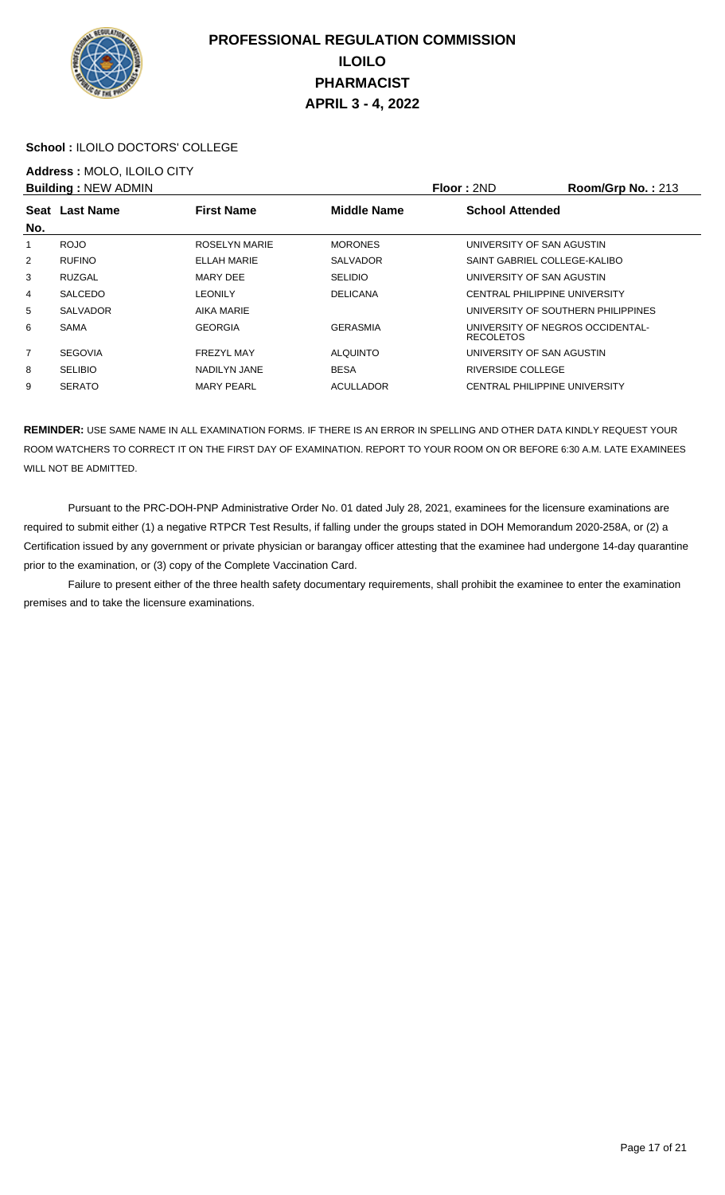# PROFESSIONAL REGULATION COMMISSION
## ILOILO
## PHARMACIST
## APRIL 3 - 4, 2022

**School :** ILOILO DOCTORS' COLLEGE

**Address :** MOLO, ILOILO CITY

**Building :** NEW ADMIN **Floor :** 2ND **Room/Grp No. :** 213

| Seat No. | Last Name | First Name | Middle Name | School Attended |
|---|---|---|---|---|
| 1 | ROJO | ROSELYN MARIE | MORONES | UNIVERSITY OF SAN AGUSTIN |
| 2 | RUFINO | ELLAH MARIE | SALVADOR | SAINT GABRIEL COLLEGE-KALIBO |
| 3 | RUZGAL | MARY DEE | SELIDIO | UNIVERSITY OF SAN AGUSTIN |
| 4 | SALCEDO | LEONILY | DELICANA | CENTRAL PHILIPPINE UNIVERSITY |
| 5 | SALVADOR | AIKA MARIE | | UNIVERSITY OF SOUTHERN PHILIPPINES |
| 6 | SAMA | GEORGIA | GERASMIA | UNIVERSITY OF NEGROS OCCIDENTAL-RECOLETOS |
| 7 | SEGOVIA | FREZYL MAY | ALQUINTO | UNIVERSITY OF SAN AGUSTIN |
| 8 | SELIBIO | NADILYN JANE | BESA | RIVERSIDE COLLEGE |
| 9 | SERATO | MARY PEARL | ACULLADOR | CENTRAL PHILIPPINE UNIVERSITY |

**REMINDER:** USE SAME NAME IN ALL EXAMINATION FORMS. IF THERE IS AN ERROR IN SPELLING AND OTHER DATA KINDLY REQUEST YOUR ROOM WATCHERS TO CORRECT IT ON THE FIRST DAY OF EXAMINATION. REPORT TO YOUR ROOM ON OR BEFORE 6:30 A.M. LATE EXAMINEES WILL NOT BE ADMITTED.

Pursuant to the PRC-DOH-PNP Administrative Order No. 01 dated July 28, 2021, examinees for the licensure examinations are required to submit either (1) a negative RTPCR Test Results, if falling under the groups stated in DOH Memorandum 2020-258A, or (2) a Certification issued by any government or private physician or barangay officer attesting that the examinee had undergone 14-day quarantine prior to the examination, or (3) copy of the Complete Vaccination Card.

Failure to present either of the three health safety documentary requirements, shall prohibit the examinee to enter the examination premises and to take the licensure examinations.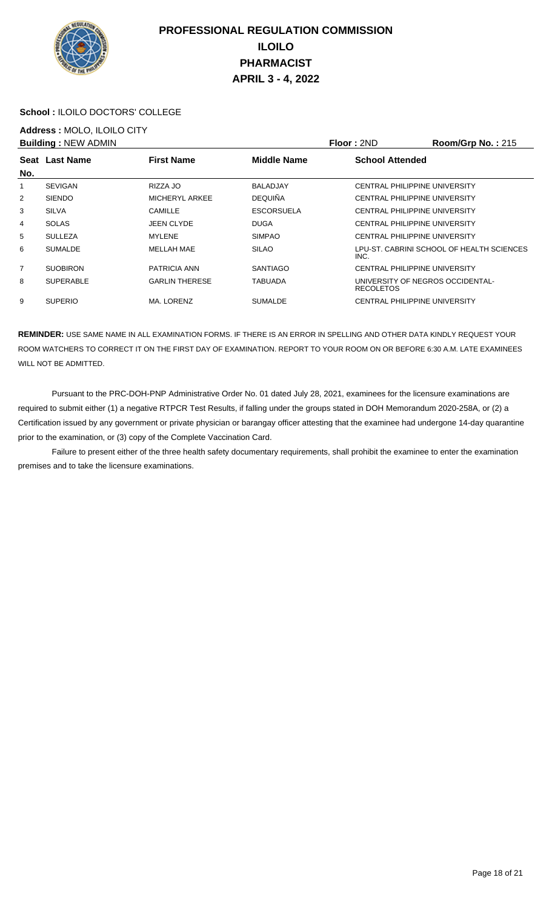# PROFESSIONAL REGULATION COMMISSION
# ILOILO
# PHARMACIST
# APRIL 3 - 4, 2022

**School :** ILOILO DOCTORS' COLLEGE

**Address :** MOLO, ILOILO CITY

**Building :** NEW ADMIN **Floor :** 2ND **Room/Grp No. :** 215

| Seat No. | Last Name | First Name | Middle Name | School Attended |
|---|---|---|---|---|
| 1 | SEVIGAN | RIZZA JO | BALADJAY | CENTRAL PHILIPPINE UNIVERSITY |
| 2 | SIENDO | MICHERYL ARKEE | DEQUIÑA | CENTRAL PHILIPPINE UNIVERSITY |
| 3 | SILVA | CAMILLE | ESCORSUELA | CENTRAL PHILIPPINE UNIVERSITY |
| 4 | SOLAS | JEEN CLYDE | DUGA | CENTRAL PHILIPPINE UNIVERSITY |
| 5 | SULLEZA | MYLENE | SIMPAO | CENTRAL PHILIPPINE UNIVERSITY |
| 6 | SUMALDE | MELLAH MAE | SILAO | LPU-ST. CABRINI SCHOOL OF HEALTH SCIENCES INC. |
| 7 | SUOBIRON | PATRICIA ANN | SANTIAGO | CENTRAL PHILIPPINE UNIVERSITY |
| 8 | SUPERABLE | GARLIN THERESE | TABUADA | UNIVERSITY OF NEGROS OCCIDENTAL-RECOLETOS |
| 9 | SUPERIO | MA. LORENZ | SUMALDE | CENTRAL PHILIPPINE UNIVERSITY |

**REMINDER:** USE SAME NAME IN ALL EXAMINATION FORMS. IF THERE IS AN ERROR IN SPELLING AND OTHER DATA KINDLY REQUEST YOUR ROOM WATCHERS TO CORRECT IT ON THE FIRST DAY OF EXAMINATION. REPORT TO YOUR ROOM ON OR BEFORE 6:30 A.M. LATE EXAMINEES WILL NOT BE ADMITTED.

Pursuant to the PRC-DOH-PNP Administrative Order No. 01 dated July 28, 2021, examinees for the licensure examinations are required to submit either (1) a negative RTPCR Test Results, if falling under the groups stated in DOH Memorandum 2020-258A, or (2) a Certification issued by any government or private physician or barangay officer attesting that the examinee had undergone 14-day quarantine prior to the examination, or (3) copy of the Complete Vaccination Card.

Failure to present either of the three health safety documentary requirements, shall prohibit the examinee to enter the examination premises and to take the licensure examinations.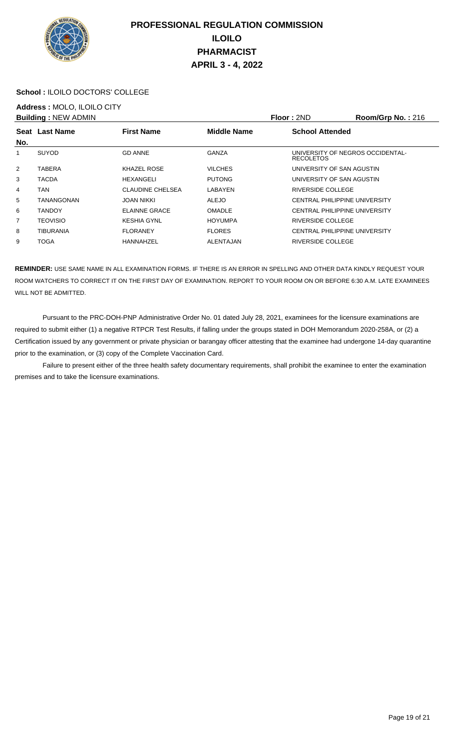# PROFESSIONAL REGULATION COMMISSION
# ILOILO
# PHARMACIST
# APRIL 3 - 4, 2022

**School :** ILOILO DOCTORS' COLLEGE

**Address :** MOLO, ILOILO CITY

**Building :** NEW ADMIN **Floor :** 2ND **Room/Grp No. :** 216

| Seat No. | Last Name | First Name | Middle Name | School Attended |
|---|---|---|---|---|
| 1 | SUYOD | GD ANNE | GANZA | UNIVERSITY OF NEGROS OCCIDENTAL-RECOLETOS |
| 2 | TABERA | KHAZEL ROSE | VILCHES | UNIVERSITY OF SAN AGUSTIN |
| 3 | TACDA | HEXANGELI | PUTONG | UNIVERSITY OF SAN AGUSTIN |
| 4 | TAN | CLAUDINE CHELSEA | LABAYEN | RIVERSIDE COLLEGE |
| 5 | TANANGONAN | JOAN NIKKI | ALEJO | CENTRAL PHILIPPINE UNIVERSITY |
| 6 | TANDOY | ELAINNE GRACE | OMADLE | CENTRAL PHILIPPINE UNIVERSITY |
| 7 | TEOVISIO | KESHIA GYNL | HOYUMPA | RIVERSIDE COLLEGE |
| 8 | TIBURANIA | FLORANEY | FLORES | CENTRAL PHILIPPINE UNIVERSITY |
| 9 | TOGA | HANNAHZEL | ALENTAJAN | RIVERSIDE COLLEGE |

**REMINDER:** USE SAME NAME IN ALL EXAMINATION FORMS. IF THERE IS AN ERROR IN SPELLING AND OTHER DATA KINDLY REQUEST YOUR ROOM WATCHERS TO CORRECT IT ON THE FIRST DAY OF EXAMINATION. REPORT TO YOUR ROOM ON OR BEFORE 6:30 A.M. LATE EXAMINEES WILL NOT BE ADMITTED.

Pursuant to the PRC-DOH-PNP Administrative Order No. 01 dated July 28, 2021, examinees for the licensure examinations are required to submit either (1) a negative RTPCR Test Results, if falling under the groups stated in DOH Memorandum 2020-258A, or (2) a Certification issued by any government or private physician or barangay officer attesting that the examinee had undergone 14-day quarantine prior to the examination, or (3) copy of the Complete Vaccination Card.

Failure to present either of the three health safety documentary requirements, shall prohibit the examinee to enter the examination premises and to take the licensure examinations.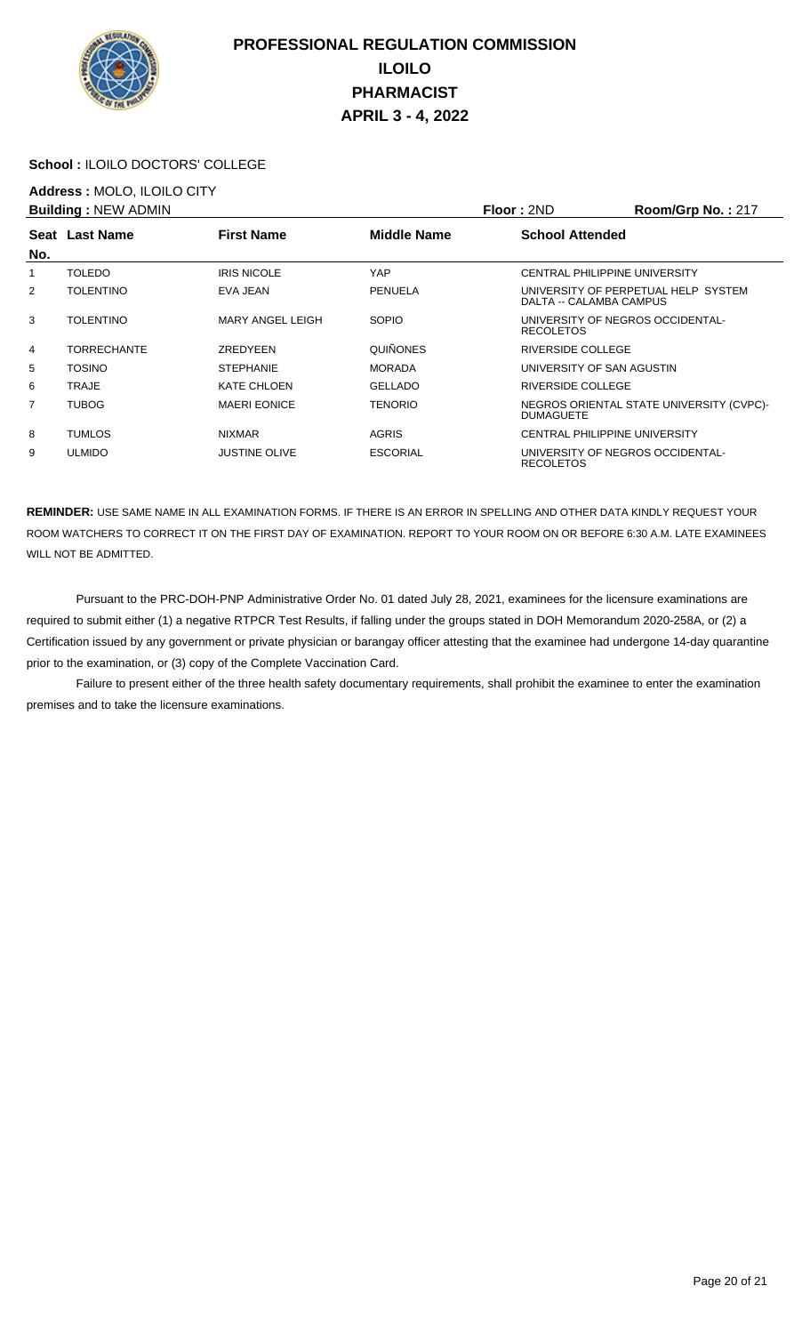# PROFESSIONAL REGULATION COMMISSION
## ILOILO
## PHARMACIST
## APRIL 3 - 4, 2022

**School :** ILOILO DOCTORS' COLLEGE

**Address :** MOLO, ILOILO CITY

**Building :** NEW ADMIN **Floor :** 2ND **Room/Grp No. :** 217

| Seat No. | Last Name | First Name | Middle Name | School Attended |
|---|---|---|---|---|
| 1 | TOLEDO | IRIS NICOLE | YAP | CENTRAL PHILIPPINE UNIVERSITY |
| 2 | TOLENTINO | EVA JEAN | PENUELA | UNIVERSITY OF PERPETUAL HELP SYSTEM DALTA -- CALAMBA CAMPUS |
| 3 | TOLENTINO | MARY ANGEL LEIGH | SOPIO | UNIVERSITY OF NEGROS OCCIDENTAL-RECOLETOS |
| 4 | TORRECHANTE | ZREDYEEN | QUIÑONES | RIVERSIDE COLLEGE |
| 5 | TOSINO | STEPHANIE | MORADA | UNIVERSITY OF SAN AGUSTIN |
| 6 | TRAJE | KATE CHLOEN | GELLADO | RIVERSIDE COLLEGE |
| 7 | TUBOG | MAERI EONICE | TENORIO | NEGROS ORIENTAL STATE UNIVERSITY (CVPC)-DUMAGUETE |
| 8 | TUMLOS | NIXMAR | AGRIS | CENTRAL PHILIPPINE UNIVERSITY |
| 9 | ULMIDO | JUSTINE OLIVE | ESCORIAL | UNIVERSITY OF NEGROS OCCIDENTAL-RECOLETOS |

**REMINDER:** USE SAME NAME IN ALL EXAMINATION FORMS. IF THERE IS AN ERROR IN SPELLING AND OTHER DATA KINDLY REQUEST YOUR ROOM WATCHERS TO CORRECT IT ON THE FIRST DAY OF EXAMINATION. REPORT TO YOUR ROOM ON OR BEFORE 6:30 A.M. LATE EXAMINEES WILL NOT BE ADMITTED.

Pursuant to the PRC-DOH-PNP Administrative Order No. 01 dated July 28, 2021, examinees for the licensure examinations are required to submit either (1) a negative RTPCR Test Results, if falling under the groups stated in DOH Memorandum 2020-258A, or (2) a Certification issued by any government or private physician or barangay officer attesting that the examinee had undergone 14-day quarantine prior to the examination, or (3) copy of the Complete Vaccination Card.

Failure to present either of the three health safety documentary requirements, shall prohibit the examinee to enter the examination premises and to take the licensure examinations.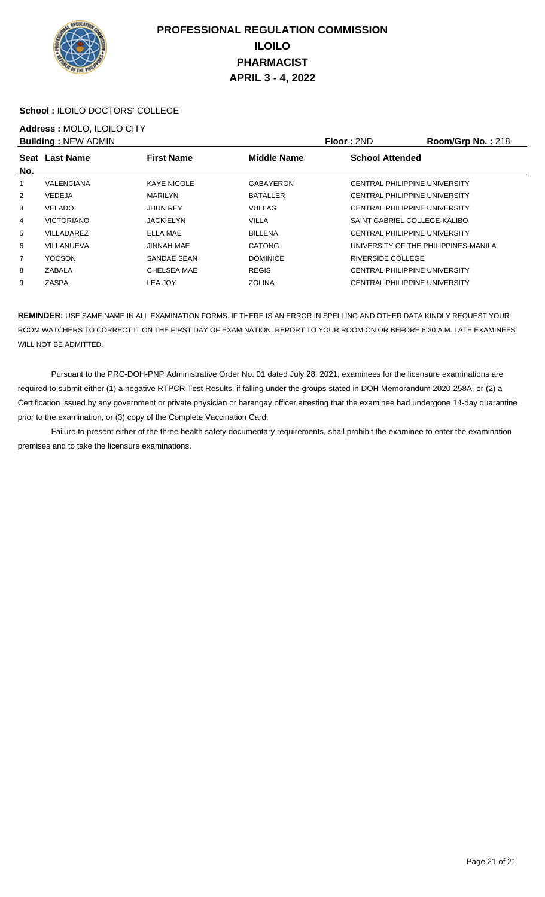# PROFESSIONAL REGULATION COMMISSION
## ILOILO
## PHARMACIST
## APRIL 3 - 4, 2022

**School :** ILOILO DOCTORS' COLLEGE

**Address :** MOLO, ILOILO CITY

**Building :** NEW ADMIN **Floor :** 2ND **Room/Grp No. :** 218

| Seat No. | Last Name | First Name | Middle Name | School Attended |
|---|---|---|---|---|
| 1 | VALENCIANA | KAYE NICOLE | GABAYERON | CENTRAL PHILIPPINE UNIVERSITY |
| 2 | VEDEJA | MARILYN | BATALLER | CENTRAL PHILIPPINE UNIVERSITY |
| 3 | VELADO | JHUN REY | VULLAG | CENTRAL PHILIPPINE UNIVERSITY |
| 4 | VICTORIANO | JACKIELYN | VILLA | SAINT GABRIEL COLLEGE-KALIBO |
| 5 | VILLADAREZ | ELLA MAE | BILLENA | CENTRAL PHILIPPINE UNIVERSITY |
| 6 | VILLANUEVA | JINNAH MAE | CATONG | UNIVERSITY OF THE PHILIPPINES-MANILA |
| 7 | YOCSON | SANDAE SEAN | DOMINICE | RIVERSIDE COLLEGE |
| 8 | ZABALA | CHELSEA MAE | REGIS | CENTRAL PHILIPPINE UNIVERSITY |
| 9 | ZASPA | LEA JOY | ZOLINA | CENTRAL PHILIPPINE UNIVERSITY |

**REMINDER:** USE SAME NAME IN ALL EXAMINATION FORMS. IF THERE IS AN ERROR IN SPELLING AND OTHER DATA KINDLY REQUEST YOUR ROOM WATCHERS TO CORRECT IT ON THE FIRST DAY OF EXAMINATION. REPORT TO YOUR ROOM ON OR BEFORE 6:30 A.M. LATE EXAMINEES WILL NOT BE ADMITTED.

Pursuant to the PRC-DOH-PNP Administrative Order No. 01 dated July 28, 2021, examinees for the licensure examinations are required to submit either (1) a negative RTPCR Test Results, if falling under the groups stated in DOH Memorandum 2020-258A, or (2) a Certification issued by any government or private physician or barangay officer attesting that the examinee had undergone 14-day quarantine prior to the examination, or (3) copy of the Complete Vaccination Card.

Failure to present either of the three health safety documentary requirements, shall prohibit the examinee to enter the examination premises and to take the licensure examinations.